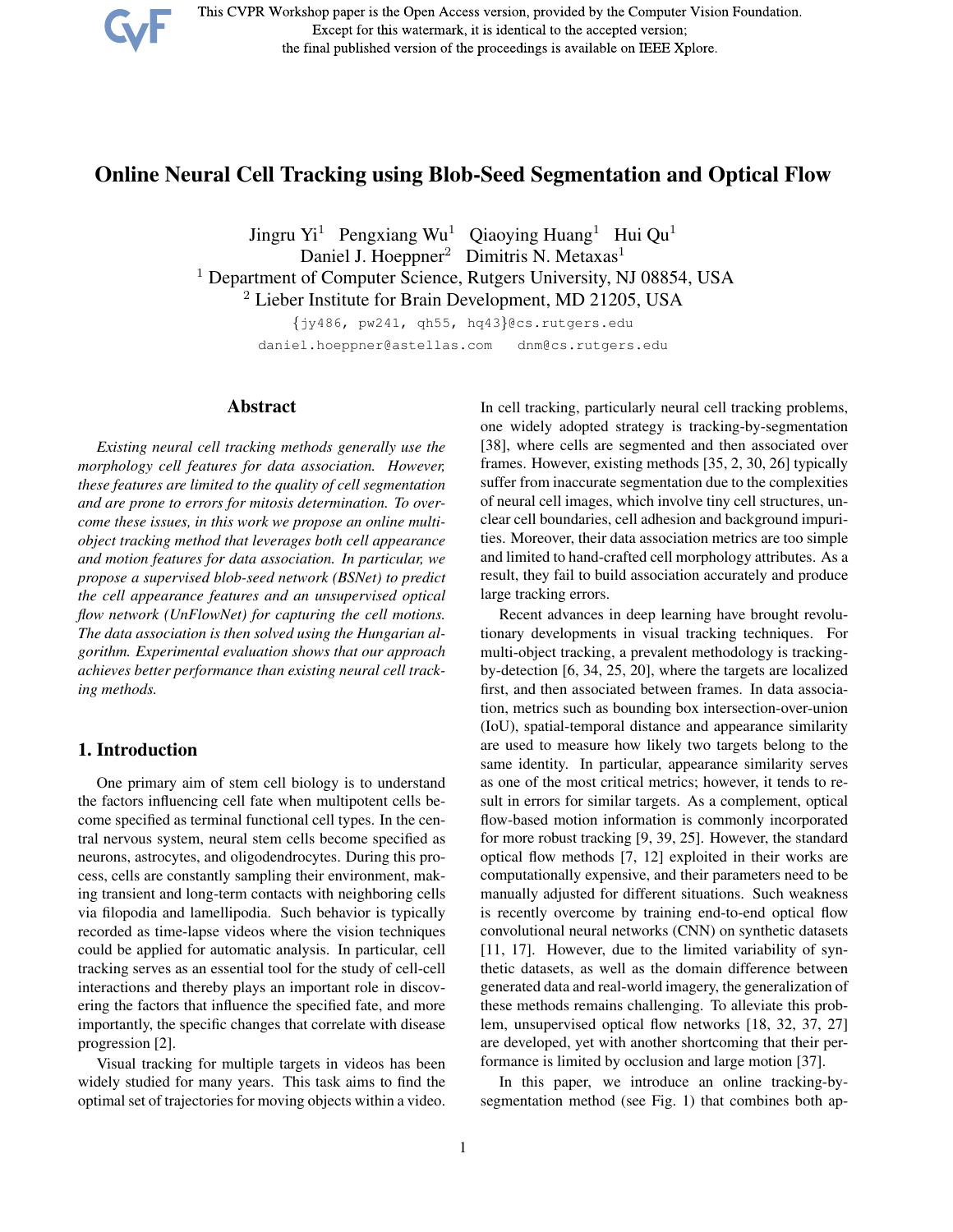# Online Neural Cell Tracking using Blob-Seed Segmentation and Optical Flow

Jingru Yi[1] Pengxiang Wu[1] Qiaoying Huang[1] Hui Qu[1]
Daniel J. Hoeppner[2] Dimitris N. Metaxas[1]

[1] Department of Computer Science, Rutgers University, NJ 08854, USA
[2] Lieber Institute for Brain Development, MD 21205, USA

{jy486, pw241, qh55, hq43}@cs.rutgers.edu
daniel.hoeppner@astellas.com dnm@cs.rutgers.edu

## Abstract

*Existing neural cell tracking methods generally use the morphology cell features for data association. However, these features are limited to the quality of cell segmentation and are prone to errors for mitosis determination. To overcome these issues, in this work we propose an online multi-object tracking method that leverages both cell appearance and motion features for data association. In particular, we propose a supervised blob-seed network (BSNet) to predict the cell appearance features and an unsupervised optical flow network (UnFlowNet) for capturing the cell motions. The data association is then solved using the Hungarian algorithm. Experimental evaluation shows that our approach achieves better performance than existing neural cell tracking methods.*

## 1. Introduction

One primary aim of stem cell biology is to understand the factors influencing cell fate when multipotent cells become specified as terminal functional cell types. In the central nervous system, neural stem cells become specified as neurons, astrocytes, and oligodendrocytes. During this process, cells are constantly sampling their environment, making transient and long-term contacts with neighboring cells via filopodia and lamellipodia. Such behavior is typically recorded as time-lapse videos where the vision techniques could be applied for automatic analysis. In particular, cell tracking serves as an essential tool for the study of cell-cell interactions and thereby plays an important role in discovering the factors that influence the specified fate, and more importantly, the specific changes that correlate with disease progression [2].

Visual tracking for multiple targets in videos has been widely studied for many years. This task aims to find the optimal set of trajectories for moving objects within a video. In cell tracking, particularly neural cell tracking problems, one widely adopted strategy is tracking-by-segmentation [38], where cells are segmented and then associated over frames. However, existing methods [35, 2, 30, 26] typically suffer from inaccurate segmentation due to the complexities of neural cell images, which involve tiny cell structures, unclear cell boundaries, cell adhesion and background impurities. Moreover, their data association metrics are too simple and limited to hand-crafted cell morphology attributes. As a result, they fail to build association accurately and produce large tracking errors.

Recent advances in deep learning have brought revolutionary developments in visual tracking techniques. For multi-object tracking, a prevalent methodology is tracking-by-detection [6, 34, 25, 20], where the targets are localized first, and then associated between frames. In data association, metrics such as bounding box intersection-over-union (IoU), spatial-temporal distance and appearance similarity are used to measure how likely two targets belong to the same identity. In particular, appearance similarity serves as one of the most critical metrics; however, it tends to result in errors for similar targets. As a complement, optical flow-based motion information is commonly incorporated for more robust tracking [9, 39, 25]. However, the standard optical flow methods [7, 12] exploited in their works are computationally expensive, and their parameters need to be manually adjusted for different situations. Such weakness is recently overcome by training end-to-end optical flow convolutional neural networks (CNN) on synthetic datasets [11, 17]. However, due to the limited variability of synthetic datasets, as well as the domain difference between generated data and real-world imagery, the generalization of these methods remains challenging. To alleviate this problem, unsupervised optical flow networks [18, 32, 37, 27] are developed, yet with another shortcoming that their performance is limited by occlusion and large motion [37].

In this paper, we introduce an online tracking-by-segmentation method (see Fig. 1) that combines both ap-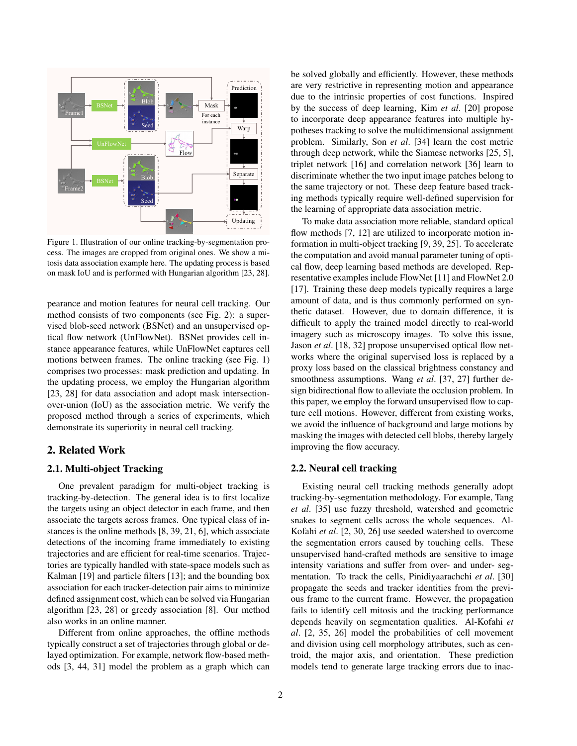Figure 1. Illustration of our online tracking-by-segmentation process. The images are cropped from original ones. We show a mitosis data association example here. The updating process is based on mask IoU and is performed with Hungarian algorithm [23, 28].

pearance and motion features for neural cell tracking. Our method consists of two components (see Fig. 2): a supervised blob-seed network (BSNet) and an unsupervised optical flow network (UnFlowNet). BSNet provides cell instance appearance features, while UnFlowNet captures cell motions between frames. The online tracking (see Fig. 1) comprises two processes: mask prediction and updating. In the updating process, we employ the Hungarian algorithm [23, 28] for data association and adopt mask intersection-over-union (IoU) as the association metric. We verify the proposed method through a series of experiments, which demonstrate its superiority in neural cell tracking.

## 2. Related Work

### 2.1. Multi-object Tracking

One prevalent paradigm for multi-object tracking is tracking-by-detection. The general idea is to first localize the targets using an object detector in each frame, and then associate the targets across frames. One typical class of instances is the online methods [8, 39, 21, 6], which associate detections of the incoming frame immediately to existing trajectories and are efficient for real-time scenarios. Trajectories are typically handled with state-space models such as Kalman [19] and particle filters [13]; and the bounding box association for each tracker-detection pair aims to minimize defined assignment cost, which can be solved via Hungarian algorithm [23, 28] or greedy association [8]. Our method also works in an online manner.

Different from online approaches, the offline methods typically construct a set of trajectories through global or delayed optimization. For example, network flow-based methods [3, 44, 31] model the problem as a graph which can be solved globally and efficiently. However, these methods are very restrictive in representing motion and appearance due to the intrinsic properties of cost functions. Inspired by the success of deep learning, Kim *et al*. [20] propose to incorporate deep appearance features into multiple hypotheses tracking to solve the multidimensional assignment problem. Similarly, Son *et al*. [34] learn the cost metric through deep network, while the Siamese networks [25, 5], triplet network [16] and correlation network [36] learn to discriminate whether the two input image patches belong to the same trajectory or not. These deep feature based tracking methods typically require well-defined supervision for the learning of appropriate data association metric.

To make data association more reliable, standard optical flow methods [7, 12] are utilized to incorporate motion information in multi-object tracking [9, 39, 25]. To accelerate the computation and avoid manual parameter tuning of optical flow, deep learning based methods are developed. Representative examples include FlowNet [11] and FlowNet 2.0 [17]. Training these deep models typically requires a large amount of data, and is thus commonly performed on synthetic dataset. However, due to domain difference, it is difficult to apply the trained model directly to real-world imagery such as microscopy images. To solve this issue, Jason *et al*. [18, 32] propose unsupervised optical flow networks where the original supervised loss is replaced by a proxy loss based on the classical brightness constancy and smoothness assumptions. Wang *et al*. [37, 27] further design bidirectional flow to alleviate the occlusion problem. In this paper, we employ the forward unsupervised flow to capture cell motions. However, different from existing works, we avoid the influence of background and large motions by masking the images with detected cell blobs, thereby largely improving the flow accuracy.

### 2.2. Neural cell tracking

Existing neural cell tracking methods generally adopt tracking-by-segmentation methodology. For example, Tang *et al*. [35] use fuzzy threshold, watershed and geometric snakes to segment cells across the whole sequences. Al-Kofahi *et al*. [2, 30, 26] use seeded watershed to overcome the segmentation errors caused by touching cells. These unsupervised hand-crafted methods are sensitive to image intensity variations and suffer from over- and under- segmentation. To track the cells, Pinidiyaarachchi *et al*. [30] propagate the seeds and tracker identities from the previous frame to the current frame. However, the propagation fails to identify cell mitosis and the tracking performance depends heavily on segmentation qualities. Al-Kofahi *et al*. [2, 35, 26] model the probabilities of cell movement and division using cell morphology attributes, such as centroid, the major axis, and orientation. These prediction models tend to generate large tracking errors due to inac-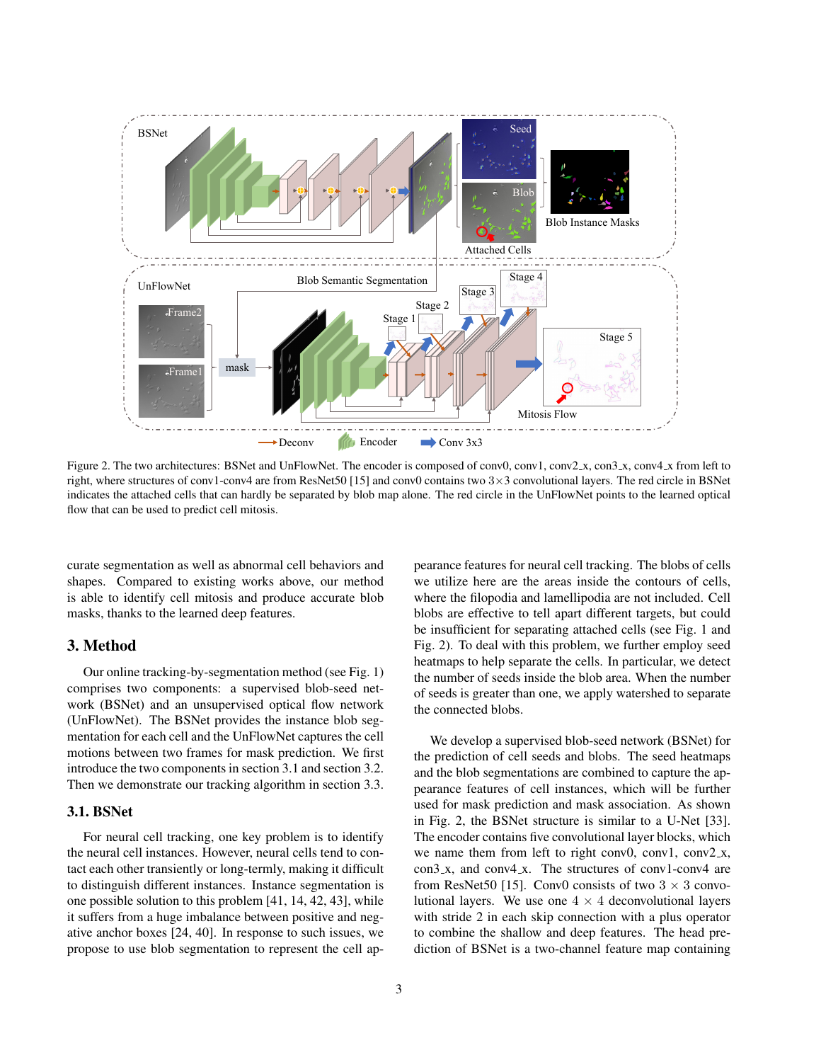Figure 2. The two architectures: BSNet and UnFlowNet. The encoder is composed of conv0, conv1, conv2_x, con3_x, conv4_x from left to right, where structures of conv1-conv4 are from ResNet50 [15] and conv0 contains two 3×3 convolutional layers. The red circle in BSNet indicates the attached cells that can hardly be separated by blob map alone. The red circle in the UnFlowNet points to the learned optical flow that can be used to predict cell mitosis.

curate segmentation as well as abnormal cell behaviors and shapes. Compared to existing works above, our method is able to identify cell mitosis and produce accurate blob masks, thanks to the learned deep features.

## 3. Method

Our online tracking-by-segmentation method (see Fig. 1) comprises two components: a supervised blob-seed network (BSNet) and an unsupervised optical flow network (UnFlowNet). The BSNet provides the instance blob segmentation for each cell and the UnFlowNet captures the cell motions between two frames for mask prediction. We first introduce the two components in section 3.1 and section 3.2. Then we demonstrate our tracking algorithm in section 3.3.

### 3.1. BSNet

For neural cell tracking, one key problem is to identify the neural cell instances. However, neural cells tend to contact each other transiently or long-termly, making it difficult to distinguish different instances. Instance segmentation is one possible solution to this problem [41, 14, 42, 43], while it suffers from a huge imbalance between positive and negative anchor boxes [24, 40]. In response to such issues, we propose to use blob segmentation to represent the cell appearance features for neural cell tracking. The blobs of cells we utilize here are the areas inside the contours of cells, where the filopodia and lamellipodia are not included. Cell blobs are effective to tell apart different targets, but could be insufficient for separating attached cells (see Fig. 1 and Fig. 2). To deal with this problem, we further employ seed heatmaps to help separate the cells. In particular, we detect the number of seeds inside the blob area. When the number of seeds is greater than one, we apply watershed to separate the connected blobs.

We develop a supervised blob-seed network (BSNet) for the prediction of cell seeds and blobs. The seed heatmaps and the blob segmentations are combined to capture the appearance features of cell instances, which will be further used for mask prediction and mask association. As shown in Fig. 2, the BSNet structure is similar to a U-Net [33]. The encoder contains five convolutional layer blocks, which we name them from left to right conv0, conv1, conv2_x, con3_x, and conv4_x. The structures of conv1-conv4 are from ResNet50 [15]. Conv0 consists of two $3 \times 3$ convolutional layers. We use one $4 \times 4$ deconvolutional layers with stride 2 in each skip connection with a plus operator to combine the shallow and deep features. The head prediction of BSNet is a two-channel feature map containing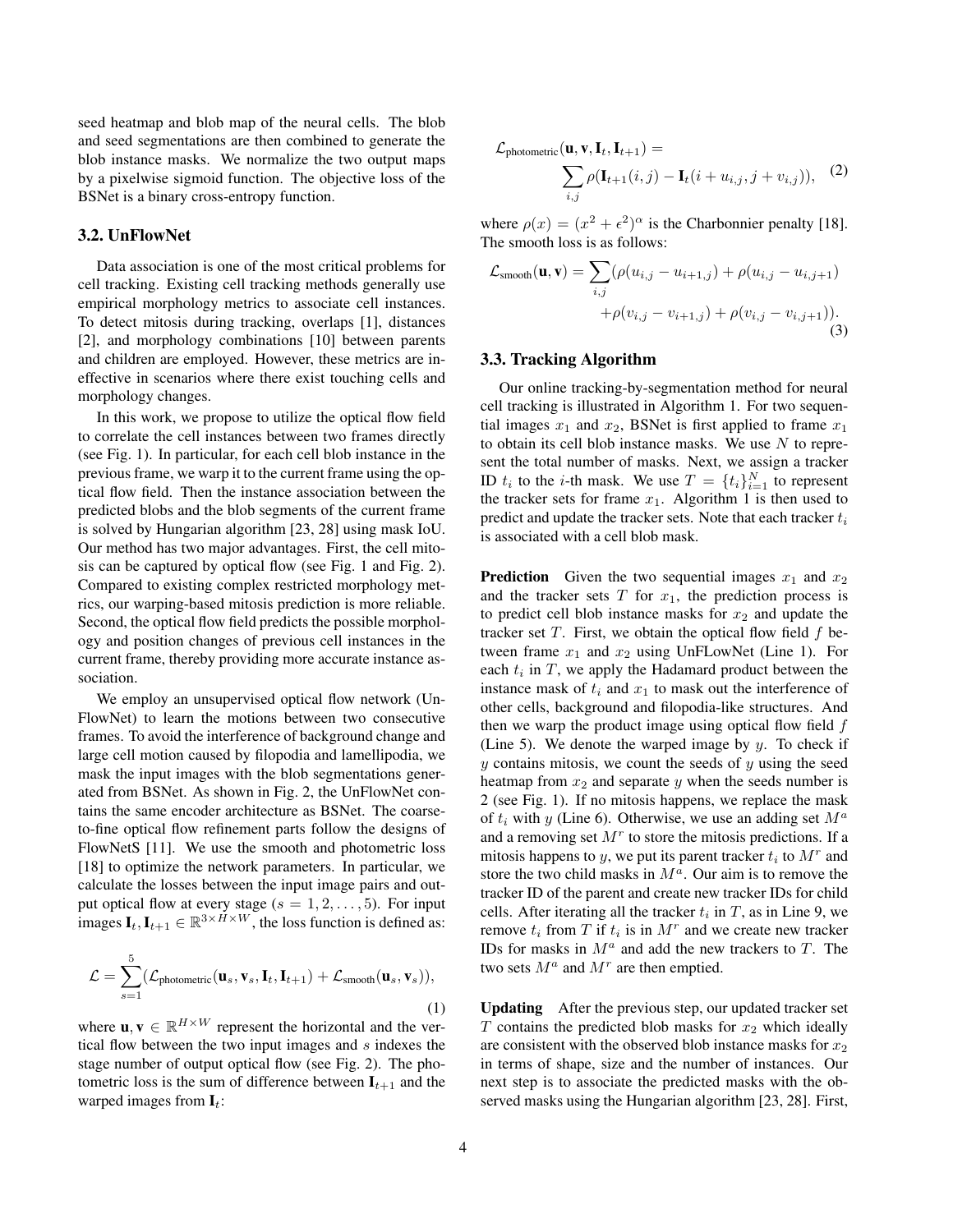seed heatmap and blob map of the neural cells. The blob and seed segmentations are then combined to generate the blob instance masks. We normalize the two output maps by a pixelwise sigmoid function. The objective loss of the BSNet is a binary cross-entropy function.

### 3.2. UnFlowNet

Data association is one of the most critical problems for cell tracking. Existing cell tracking methods generally use empirical morphology metrics to associate cell instances. To detect mitosis during tracking, overlaps [1], distances [2], and morphology combinations [10] between parents and children are employed. However, these metrics are ineffective in scenarios where there exist touching cells and morphology changes.

In this work, we propose to utilize the optical flow field to correlate the cell instances between two frames directly (see Fig. 1). In particular, for each cell blob instance in the previous frame, we warp it to the current frame using the optical flow field. Then the instance association between the predicted blobs and the blob segments of the current frame is solved by Hungarian algorithm [23, 28] using mask IoU. Our method has two major advantages. First, the cell mitosis can be captured by optical flow (see Fig. 1 and Fig. 2). Compared to existing complex restricted morphology metrics, our warping-based mitosis prediction is more reliable. Second, the optical flow field predicts the possible morphology and position changes of previous cell instances in the current frame, thereby providing more accurate instance association.

We employ an unsupervised optical flow network (UnFlowNet) to learn the motions between two consecutive frames. To avoid the interference of background change and large cell motion caused by filopodia and lamellipodia, we mask the input images with the blob segmentations generated from BSNet. As shown in Fig. 2, the UnFlowNet contains the same encoder architecture as BSNet. The coarse-to-fine optical flow refinement parts follow the designs of FlowNetS [11]. We use the smooth and photometric loss [18] to optimize the network parameters. In particular, we calculate the losses between the input image pairs and output optical flow at every stage ($s = 1, 2, \ldots, 5$). For input images $\mathbf{I}_t, \mathbf{I}_{t+1} \in \mathbb{R}^{3\times H\times W}$, the loss function is defined as:

$$\mathcal{L} = \sum_{s=1}^{5} (\mathcal{L}_{\text{photometric}}(\mathbf{u}_s, \mathbf{v}_s, \mathbf{I}_t, \mathbf{I}_{t+1}) + \mathcal{L}_{\text{smooth}}(\mathbf{u}_s, \mathbf{v}_s)), \tag{1}$$

where $\mathbf{u}, \mathbf{v} \in \mathbb{R}^{H\times W}$ represent the horizontal and the vertical flow between the two input images and $s$ indexes the stage number of output optical flow (see Fig. 2). The photometric loss is the sum of difference between $\mathbf{I}_{t+1}$ and the warped images from $\mathbf{I}_t$:

$$\mathcal{L}_{\text{photometric}}(\mathbf{u}, \mathbf{v}, \mathbf{I}_t, \mathbf{I}_{t+1}) = \sum_{i,j} \rho(\mathbf{I}_{t+1}(i, j) - \mathbf{I}_t(i + u_{i,j}, j + v_{i,j})), \tag{2}$$

where $\rho(x) = (x^2 + \epsilon^2)^\alpha$ is the Charbonnier penalty [18]. The smooth loss is as follows:

$$\mathcal{L}_{\text{smooth}}(\mathbf{u}, \mathbf{v}) = \sum_{i,j} (\rho(u_{i,j} - u_{i+1,j}) + \rho(u_{i,j} - u_{i,j+1}) + \rho(v_{i,j} - v_{i+1,j}) + \rho(v_{i,j} - v_{i,j+1})). \tag{3}$$

### 3.3. Tracking Algorithm

Our online tracking-by-segmentation method for neural cell tracking is illustrated in Algorithm 1. For two sequential images $x_1$ and $x_2$, BSNet is first applied to frame $x_1$ to obtain its cell blob instance masks. We use $N$ to represent the total number of masks. Next, we assign a tracker ID $t_i$ to the $i$-th mask. We use $T = \{t_i\}_{i=1}^{N}$ to represent the tracker sets for frame $x_1$. Algorithm 1 is then used to predict and update the tracker sets. Note that each tracker $t_i$ is associated with a cell blob mask.

**Prediction** Given the two sequential images $x_1$ and $x_2$ and the tracker sets $T$ for $x_1$, the prediction process is to predict cell blob instance masks for $x_2$ and update the tracker set $T$. First, we obtain the optical flow field $f$ between frame $x_1$ and $x_2$ using UnFLowNet (Line 1). For each $t_i$ in $T$, we apply the Hadamard product between the instance mask of $t_i$ and $x_1$ to mask out the interference of other cells, background and filopodia-like structures. And then we warp the product image using optical flow field $f$ (Line 5). We denote the warped image by $y$. To check if $y$ contains mitosis, we count the seeds of $y$ using the seed heatmap from $x_2$ and separate $y$ when the seeds number is 2 (see Fig. 1). If no mitosis happens, we replace the mask of $t_i$ with $y$ (Line 6). Otherwise, we use an adding set $M^a$ and a removing set $M^r$ to store the mitosis predictions. If a mitosis happens to $y$, we put its parent tracker $t_i$ to $M^r$ and store the two child masks in $M^a$. Our aim is to remove the tracker ID of the parent and create new tracker IDs for child cells. After iterating all the tracker $t_i$ in $T$, as in Line 9, we remove $t_i$ from $T$ if $t_i$ is in $M^r$ and we create new tracker IDs for masks in $M^a$ and add the new trackers to $T$. The two sets $M^a$ and $M^r$ are then emptied.

**Updating** After the previous step, our updated tracker set $T$ contains the predicted blob masks for $x_2$ which ideally are consistent with the observed blob instance masks for $x_2$ in terms of shape, size and the number of instances. Our next step is to associate the predicted masks with the observed masks using the Hungarian algorithm [23, 28]. First,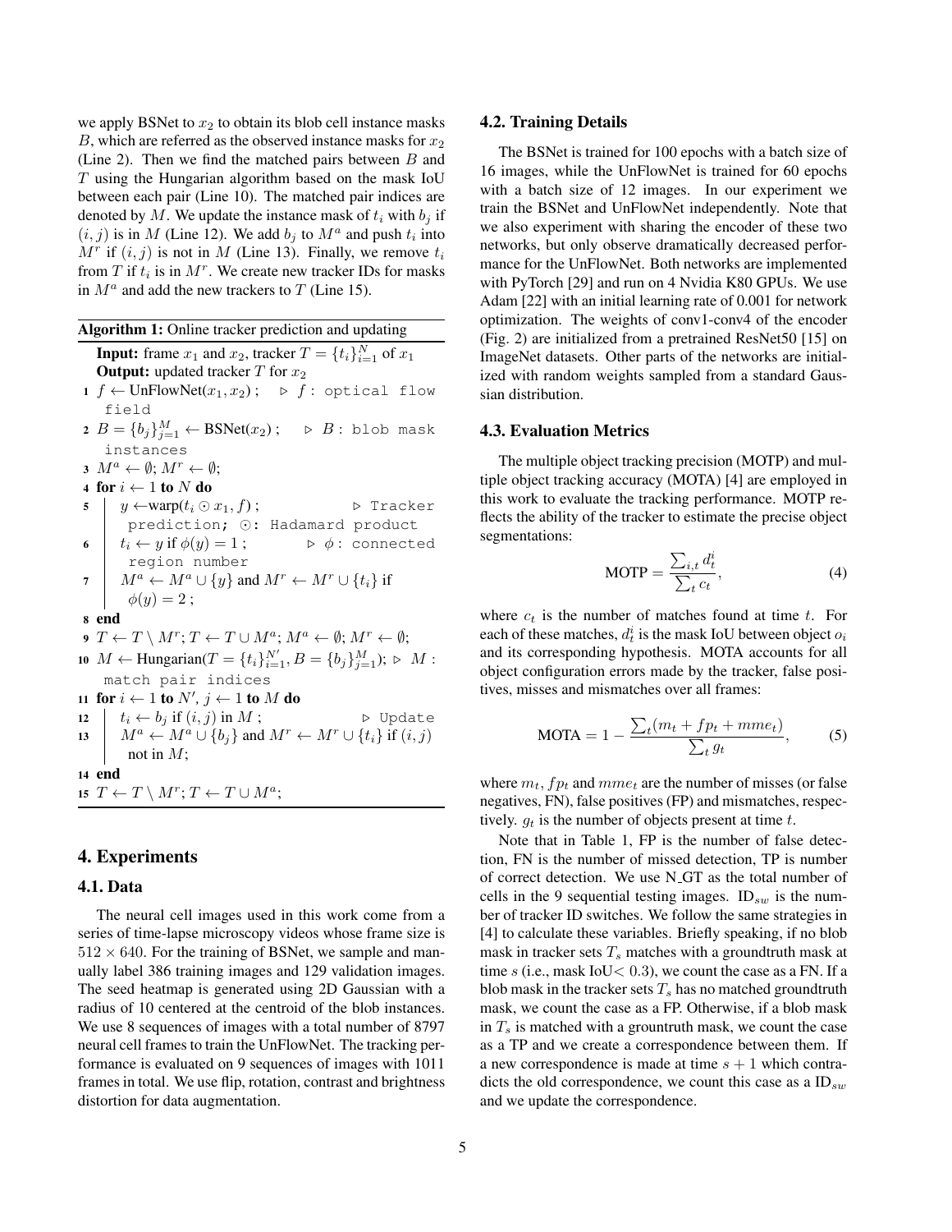we apply BSNet to $x_2$ to obtain its blob cell instance masks $B$, which are referred as the observed instance masks for $x_2$ (Line 2). Then we find the matched pairs between $B$ and $T$ using the Hungarian algorithm based on the mask IoU between each pair (Line 10). The matched pair indices are denoted by $M$. We update the instance mask of $t_i$ with $b_j$ if $(i, j)$ is in $M$ (Line 12). We add $b_j$ to $M^a$ and push $t_i$ into $M^r$ if $(i, j)$ is not in $M$ (Line 13). Finally, we remove $t_i$ from $T$ if $t_i$ is in $M^r$. We create new tracker IDs for masks in $M^a$ and add the new trackers to $T$ (Line 15).

**Algorithm 1:** Online tracker prediction and updating

```
   Input: frame x_1 and x_2, tracker T = {t_i}_{i=1}^N of x_1
   Output: updated tracker T for x_2
 1 f ← UnFlowNet(x_1, x_2) ;   ▷ f : optical flow field
 2 B = {b_j}_{j=1}^M ← BSNet(x_2) ;   ▷ B : blob mask instances
 3 M^a ← ∅; M^r ← ∅;
 4 for i ← 1 to N do
 5 |  y ← warp(t_i ⊙ x_1, f) ;   ▷ Tracker prediction; ⊙: Hadamard product
 6 |  t_i ← y if φ(y) = 1 ;   ▷ φ : connected region number
 7 |  M^a ← M^a ∪ {y} and M^r ← M^r ∪ {t_i} if φ(y) = 2 ;
 8 end
 9 T ← T \ M^r; T ← T ∪ M^a; M^a ← ∅; M^r ← ∅;
10 M ← Hungarian(T = {t_i}_{i=1}^{N'}, B = {b_j}_{j=1}^M); ▷ M : match pair indices
11 for i ← 1 to N', j ← 1 to M do
12 |  t_i ← b_j if (i, j) in M ;   ▷ Update
13 |  M^a ← M^a ∪ {b_j} and M^r ← M^r ∪ {t_i} if (i, j) not in M;
14 end
15 T ← T \ M^r; T ← T ∪ M^a;
```

## 4. Experiments

### 4.1. Data

The neural cell images used in this work come from a series of time-lapse microscopy videos whose frame size is $512 \times 640$. For the training of BSNet, we sample and manually label 386 training images and 129 validation images. The seed heatmap is generated using 2D Gaussian with a radius of 10 centered at the centroid of the blob instances. We use 8 sequences of images with a total number of 8797 neural cell frames to train the UnFlowNet. The tracking performance is evaluated on 9 sequences of images with 1011 frames in total. We use flip, rotation, contrast and brightness distortion for data augmentation.

### 4.2. Training Details

The BSNet is trained for 100 epochs with a batch size of 16 images, while the UnFlowNet is trained for 60 epochs with a batch size of 12 images. In our experiment we train the BSNet and UnFlowNet independently. Note that we also experiment with sharing the encoder of these two networks, but only observe dramatically decreased performance for the UnFlowNet. Both networks are implemented with PyTorch [29] and run on 4 Nvidia K80 GPUs. We use Adam [22] with an initial learning rate of 0.001 for network optimization. The weights of conv1-conv4 of the encoder (Fig. 2) are initialized from a pretrained ResNet50 [15] on ImageNet datasets. Other parts of the networks are initialized with random weights sampled from a standard Gaussian distribution.

### 4.3. Evaluation Metrics

The multiple object tracking precision (MOTP) and multiple object tracking accuracy (MOTA) [4] are employed in this work to evaluate the tracking performance. MOTP reflects the ability of the tracker to estimate the precise object segmentations:

$$\text{MOTP} = \frac{\sum_{i,t} d_t^i}{\sum_t c_t}, \tag{4}$$

where $c_t$ is the number of matches found at time $t$. For each of these matches, $d_t^i$ is the mask IoU between object $o_i$ and its corresponding hypothesis. MOTA accounts for all object configuration errors made by the tracker, false positives, misses and mismatches over all frames:

$$\text{MOTA} = 1 - \frac{\sum_t (m_t + fp_t + mme_t)}{\sum_t g_t}, \tag{5}$$

where $m_t$, $fp_t$ and $mme_t$ are the number of misses (or false negatives, FN), false positives (FP) and mismatches, respectively. $g_t$ is the number of objects present at time $t$.

Note that in Table 1, FP is the number of false detection, FN is the number of missed detection, TP is number of correct detection. We use N_GT as the total number of cells in the 9 sequential testing images. $\text{ID}_{sw}$ is the number of tracker ID switches. We follow the same strategies in [4] to calculate these variables. Briefly speaking, if no blob mask in tracker sets $T_s$ matches with a groundtruth mask at time $s$ (i.e., mask IoU$< 0.3$), we count the case as a FN. If a blob mask in the tracker sets $T_s$ has no matched groundtruth mask, we count the case as a FP. Otherwise, if a blob mask in $T_s$ is matched with a grountruth mask, we count the case as a TP and we create a correspondence between them. If a new correspondence is made at time $s + 1$ which contradicts the old correspondence, we count this case as a $\text{ID}_{sw}$ and we update the correspondence.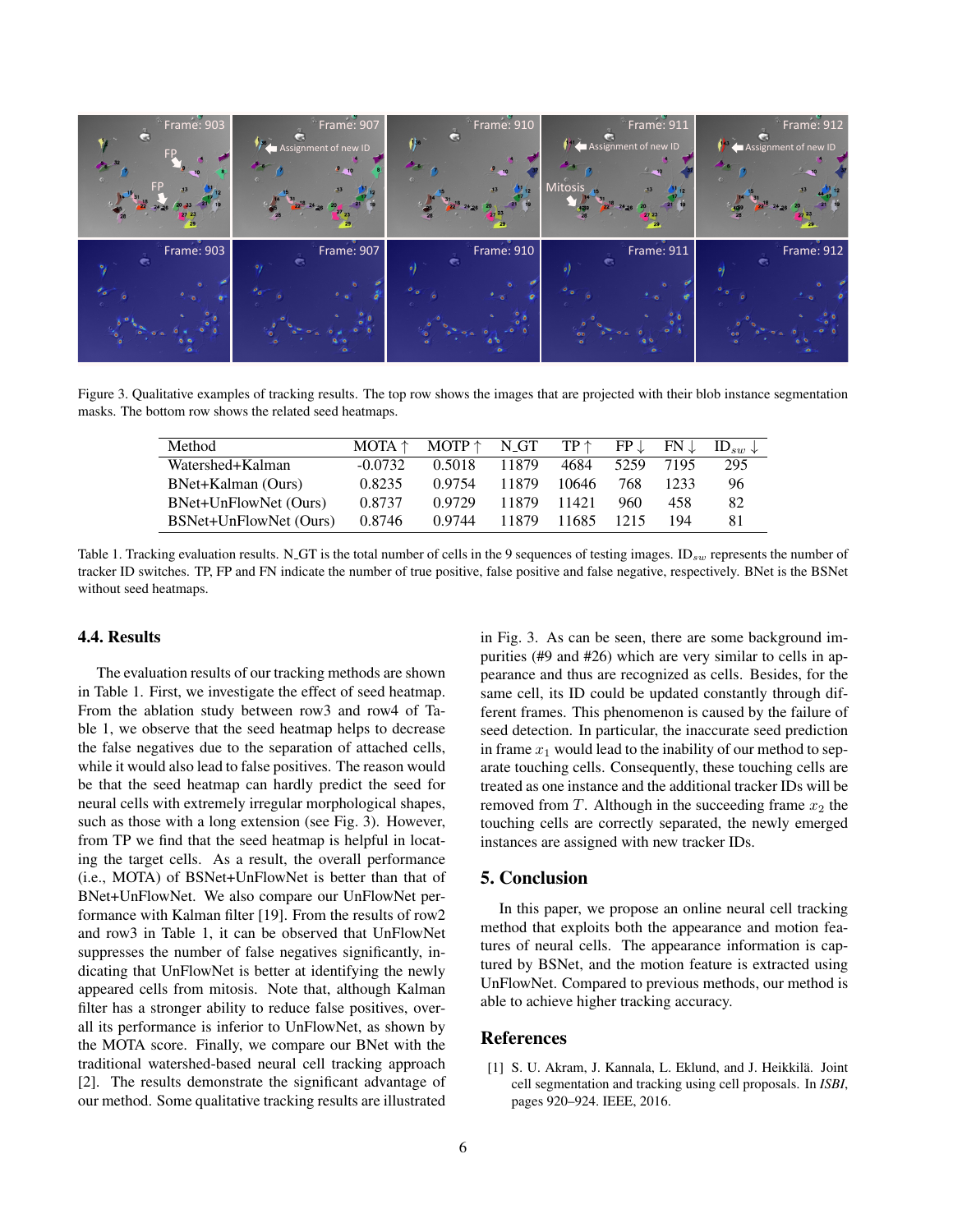Figure 3. Qualitative examples of tracking results. The top row shows the images that are projected with their blob instance segmentation masks. The bottom row shows the related seed heatmaps.

| Method | MOTA ↑ | MOTP ↑ | N_GT | TP ↑ | FP ↓ | FN ↓ | $\text{ID}_{sw}$ ↓ |
|---|---|---|---|---|---|---|---|
| Watershed+Kalman | -0.0732 | 0.5018 | 11879 | 4684 | 5259 | 7195 | 295 |
| BNet+Kalman (Ours) | 0.8235 | 0.9754 | 11879 | 10646 | 768 | 1233 | 96 |
| BNet+UnFlowNet (Ours) | 0.8737 | 0.9729 | 11879 | 11421 | 960 | 458 | 82 |
| BSNet+UnFlowNet (Ours) | 0.8746 | 0.9744 | 11879 | 11685 | 1215 | 194 | 81 |

Table 1. Tracking evaluation results. N_GT is the total number of cells in the 9 sequences of testing images. $\text{ID}_{sw}$ represents the number of tracker ID switches. TP, FP and FN indicate the number of true positive, false positive and false negative, respectively. BNet is the BSNet without seed heatmaps.

### 4.4. Results

The evaluation results of our tracking methods are shown in Table 1. First, we investigate the effect of seed heatmap. From the ablation study between row3 and row4 of Table 1, we observe that the seed heatmap helps to decrease the false negatives due to the separation of attached cells, while it would also lead to false positives. The reason would be that the seed heatmap can hardly predict the seed for neural cells with extremely irregular morphological shapes, such as those with a long extension (see Fig. 3). However, from TP we find that the seed heatmap is helpful in locating the target cells. As a result, the overall performance (i.e., MOTA) of BSNet+UnFlowNet is better than that of BNet+UnFlowNet. We also compare our UnFlowNet performance with Kalman filter [19]. From the results of row2 and row3 in Table 1, it can be observed that UnFlowNet suppresses the number of false negatives significantly, indicating that UnFlowNet is better at identifying the newly appeared cells from mitosis. Note that, although Kalman filter has a stronger ability to reduce false positives, overall its performance is inferior to UnFlowNet, as shown by the MOTA score. Finally, we compare our BNet with the traditional watershed-based neural cell tracking approach [2]. The results demonstrate the significant advantage of our method. Some qualitative tracking results are illustrated in Fig. 3. As can be seen, there are some background impurities (#9 and #26) which are very similar to cells in appearance and thus are recognized as cells. Besides, for the same cell, its ID could be updated constantly through different frames. This phenomenon is caused by the failure of seed detection. In particular, the inaccurate seed prediction in frame $x_1$ would lead to the inability of our method to separate touching cells. Consequently, these touching cells are treated as one instance and the additional tracker IDs will be removed from $T$. Although in the succeeding frame $x_2$ the touching cells are correctly separated, the newly emerged instances are assigned with new tracker IDs.

## 5. Conclusion

In this paper, we propose an online neural cell tracking method that exploits both the appearance and motion features of neural cells. The appearance information is captured by BSNet, and the motion feature is extracted using UnFlowNet. Compared to previous methods, our method is able to achieve higher tracking accuracy.

## References

[1] S. U. Akram, J. Kannala, L. Eklund, and J. Heikkilä. Joint cell segmentation and tracking using cell proposals. In *ISBI*, pages 920–924. IEEE, 2016.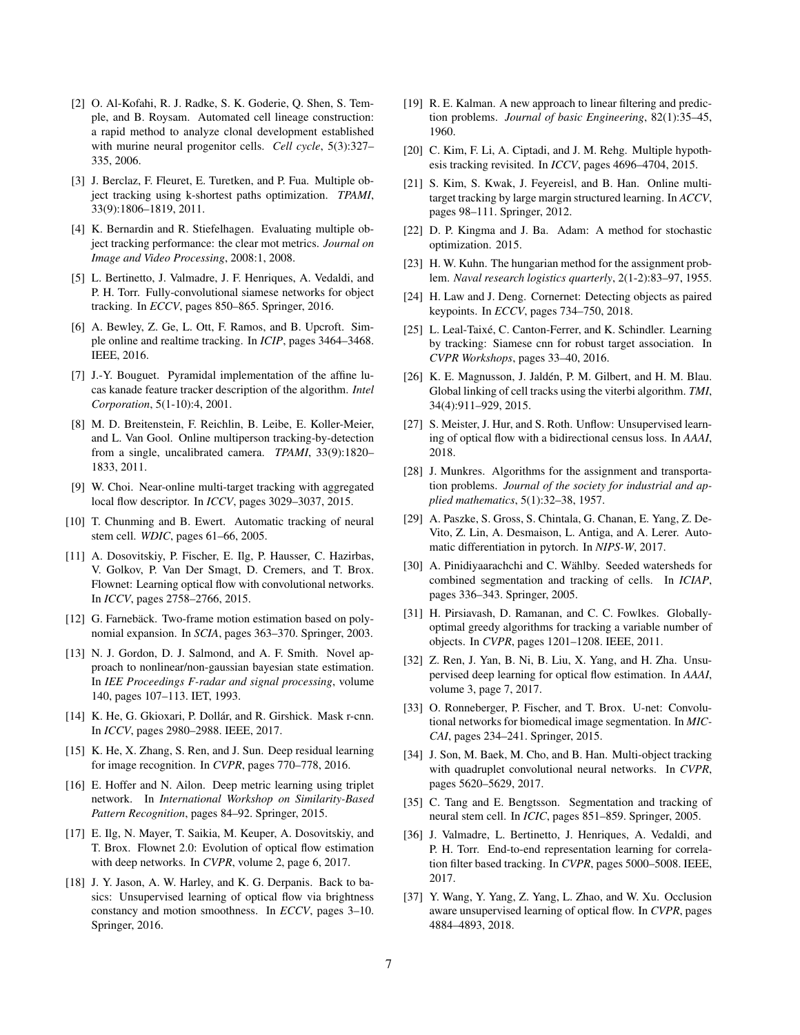[2] O. Al-Kofahi, R. J. Radke, S. K. Goderie, Q. Shen, S. Temple, and B. Roysam. Automated cell lineage construction: a rapid method to analyze clonal development established with murine neural progenitor cells. *Cell cycle*, 5(3):327–335, 2006.

[3] J. Berclaz, F. Fleuret, E. Turetken, and P. Fua. Multiple object tracking using k-shortest paths optimization. *TPAMI*, 33(9):1806–1819, 2011.

[4] K. Bernardin and R. Stiefelhagen. Evaluating multiple object tracking performance: the clear mot metrics. *Journal on Image and Video Processing*, 2008:1, 2008.

[5] L. Bertinetto, J. Valmadre, J. F. Henriques, A. Vedaldi, and P. H. Torr. Fully-convolutional siamese networks for object tracking. In *ECCV*, pages 850–865. Springer, 2016.

[6] A. Bewley, Z. Ge, L. Ott, F. Ramos, and B. Upcroft. Simple online and realtime tracking. In *ICIP*, pages 3464–3468. IEEE, 2016.

[7] J.-Y. Bouguet. Pyramidal implementation of the affine lucas kanade feature tracker description of the algorithm. *Intel Corporation*, 5(1-10):4, 2001.

[8] M. D. Breitenstein, F. Reichlin, B. Leibe, E. Koller-Meier, and L. Van Gool. Online multiperson tracking-by-detection from a single, uncalibrated camera. *TPAMI*, 33(9):1820–1833, 2011.

[9] W. Choi. Near-online multi-target tracking with aggregated local flow descriptor. In *ICCV*, pages 3029–3037, 2015.

[10] T. Chunming and B. Ewert. Automatic tracking of neural stem cell. *WDIC*, pages 61–66, 2005.

[11] A. Dosovitskiy, P. Fischer, E. Ilg, P. Hausser, C. Hazirbas, V. Golkov, P. Van Der Smagt, D. Cremers, and T. Brox. Flownet: Learning optical flow with convolutional networks. In *ICCV*, pages 2758–2766, 2015.

[12] G. Farnebäck. Two-frame motion estimation based on polynomial expansion. In *SCIA*, pages 363–370. Springer, 2003.

[13] N. J. Gordon, D. J. Salmond, and A. F. Smith. Novel approach to nonlinear/non-gaussian bayesian state estimation. In *IEE Proceedings F-radar and signal processing*, volume 140, pages 107–113. IET, 1993.

[14] K. He, G. Gkioxari, P. Dollár, and R. Girshick. Mask r-cnn. In *ICCV*, pages 2980–2988. IEEE, 2017.

[15] K. He, X. Zhang, S. Ren, and J. Sun. Deep residual learning for image recognition. In *CVPR*, pages 770–778, 2016.

[16] E. Hoffer and N. Ailon. Deep metric learning using triplet network. In *International Workshop on Similarity-Based Pattern Recognition*, pages 84–92. Springer, 2015.

[17] E. Ilg, N. Mayer, T. Saikia, M. Keuper, A. Dosovitskiy, and T. Brox. Flownet 2.0: Evolution of optical flow estimation with deep networks. In *CVPR*, volume 2, page 6, 2017.

[18] J. Y. Jason, A. W. Harley, and K. G. Derpanis. Back to basics: Unsupervised learning of optical flow via brightness constancy and motion smoothness. In *ECCV*, pages 3–10. Springer, 2016.

[19] R. E. Kalman. A new approach to linear filtering and prediction problems. *Journal of basic Engineering*, 82(1):35–45, 1960.

[20] C. Kim, F. Li, A. Ciptadi, and J. M. Rehg. Multiple hypothesis tracking revisited. In *ICCV*, pages 4696–4704, 2015.

[21] S. Kim, S. Kwak, J. Feyereisl, and B. Han. Online multi-target tracking by large margin structured learning. In *ACCV*, pages 98–111. Springer, 2012.

[22] D. P. Kingma and J. Ba. Adam: A method for stochastic optimization. 2015.

[23] H. W. Kuhn. The hungarian method for the assignment problem. *Naval research logistics quarterly*, 2(1-2):83–97, 1955.

[24] H. Law and J. Deng. Cornernet: Detecting objects as paired keypoints. In *ECCV*, pages 734–750, 2018.

[25] L. Leal-Taixé, C. Canton-Ferrer, and K. Schindler. Learning by tracking: Siamese cnn for robust target association. In *CVPR Workshops*, pages 33–40, 2016.

[26] K. E. Magnusson, J. Jaldén, P. M. Gilbert, and H. M. Blau. Global linking of cell tracks using the viterbi algorithm. *TMI*, 34(4):911–929, 2015.

[27] S. Meister, J. Hur, and S. Roth. Unflow: Unsupervised learning of optical flow with a bidirectional census loss. In *AAAI*, 2018.

[28] J. Munkres. Algorithms for the assignment and transportation problems. *Journal of the society for industrial and applied mathematics*, 5(1):32–38, 1957.

[29] A. Paszke, S. Gross, S. Chintala, G. Chanan, E. Yang, Z. DeVito, Z. Lin, A. Desmaison, L. Antiga, and A. Lerer. Automatic differentiation in pytorch. In *NIPS-W*, 2017.

[30] A. Pinidiyaarachchi and C. Wählby. Seeded watersheds for combined segmentation and tracking of cells. In *ICIAP*, pages 336–343. Springer, 2005.

[31] H. Pirsiavash, D. Ramanan, and C. C. Fowlkes. Globally-optimal greedy algorithms for tracking a variable number of objects. In *CVPR*, pages 1201–1208. IEEE, 2011.

[32] Z. Ren, J. Yan, B. Ni, B. Liu, X. Yang, and H. Zha. Unsupervised deep learning for optical flow estimation. In *AAAI*, volume 3, page 7, 2017.

[33] O. Ronneberger, P. Fischer, and T. Brox. U-net: Convolutional networks for biomedical image segmentation. In *MICCAI*, pages 234–241. Springer, 2015.

[34] J. Son, M. Baek, M. Cho, and B. Han. Multi-object tracking with quadruplet convolutional neural networks. In *CVPR*, pages 5620–5629, 2017.

[35] C. Tang and E. Bengtsson. Segmentation and tracking of neural stem cell. In *ICIC*, pages 851–859. Springer, 2005.

[36] J. Valmadre, L. Bertinetto, J. Henriques, A. Vedaldi, and P. H. Torr. End-to-end representation learning for correlation filter based tracking. In *CVPR*, pages 5000–5008. IEEE, 2017.

[37] Y. Wang, Y. Yang, Z. Yang, L. Zhao, and W. Xu. Occlusion aware unsupervised learning of optical flow. In *CVPR*, pages 4884–4893, 2018.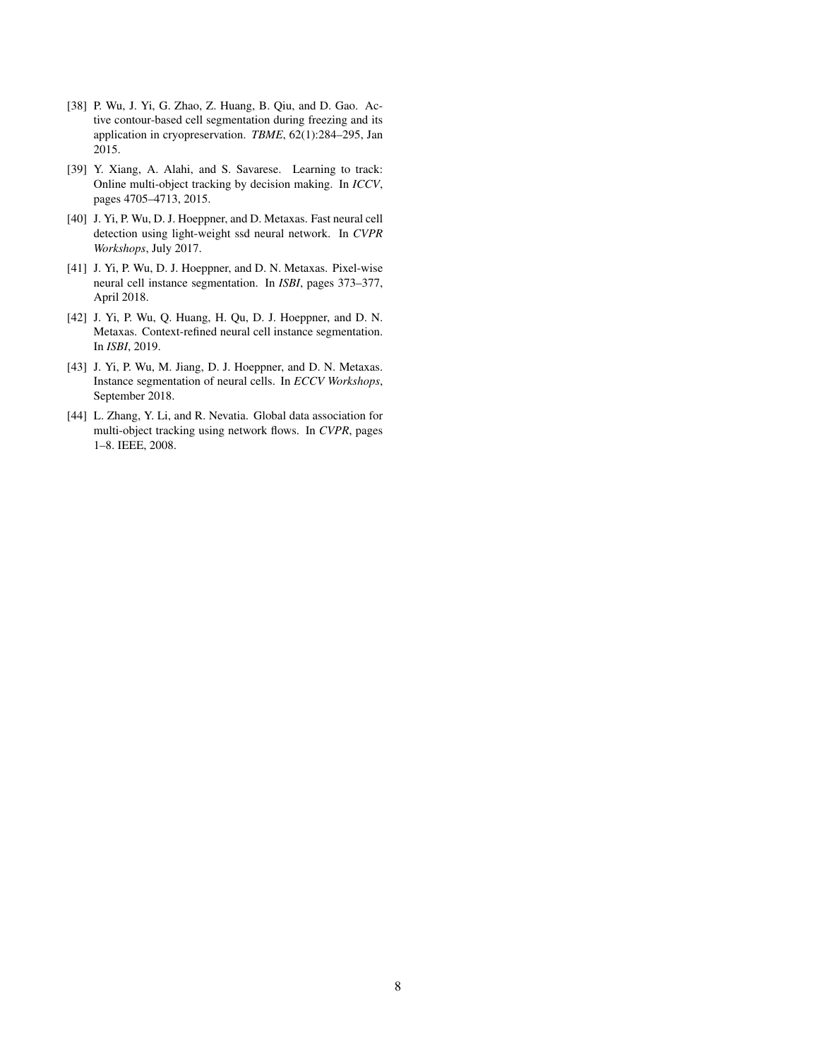- [38] P. Wu, J. Yi, G. Zhao, Z. Huang, B. Qiu, and D. Gao. Active contour-based cell segmentation during freezing and its application in cryopreservation. *TBME*, 62(1):284–295, Jan 2015.
- [39] Y. Xiang, A. Alahi, and S. Savarese. Learning to track: Online multi-object tracking by decision making. In *ICCV*, pages 4705–4713, 2015.
- [40] J. Yi, P. Wu, D. J. Hoeppner, and D. Metaxas. Fast neural cell detection using light-weight ssd neural network. In *CVPR Workshops*, July 2017.
- [41] J. Yi, P. Wu, D. J. Hoeppner, and D. N. Metaxas. Pixel-wise neural cell instance segmentation. In *ISBI*, pages 373–377, April 2018.
- [42] J. Yi, P. Wu, Q. Huang, H. Qu, D. J. Hoeppner, and D. N. Metaxas. Context-refined neural cell instance segmentation. In *ISBI*, 2019.
- [43] J. Yi, P. Wu, M. Jiang, D. J. Hoeppner, and D. N. Metaxas. Instance segmentation of neural cells. In *ECCV Workshops*, September 2018.
- [44] L. Zhang, Y. Li, and R. Nevatia. Global data association for multi-object tracking using network flows. In *CVPR*, pages 1–8. IEEE, 2008.